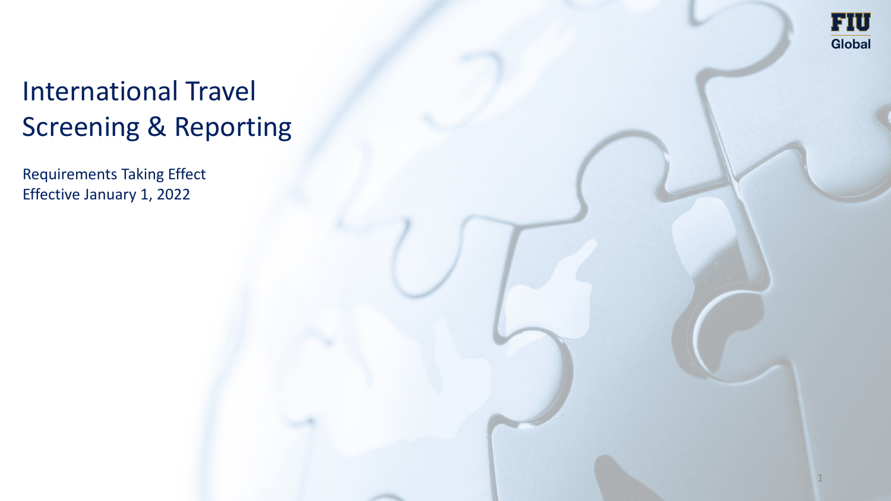# International Travel Screening & Reporting

Requirements Taking Effect
Effective January 1, 2022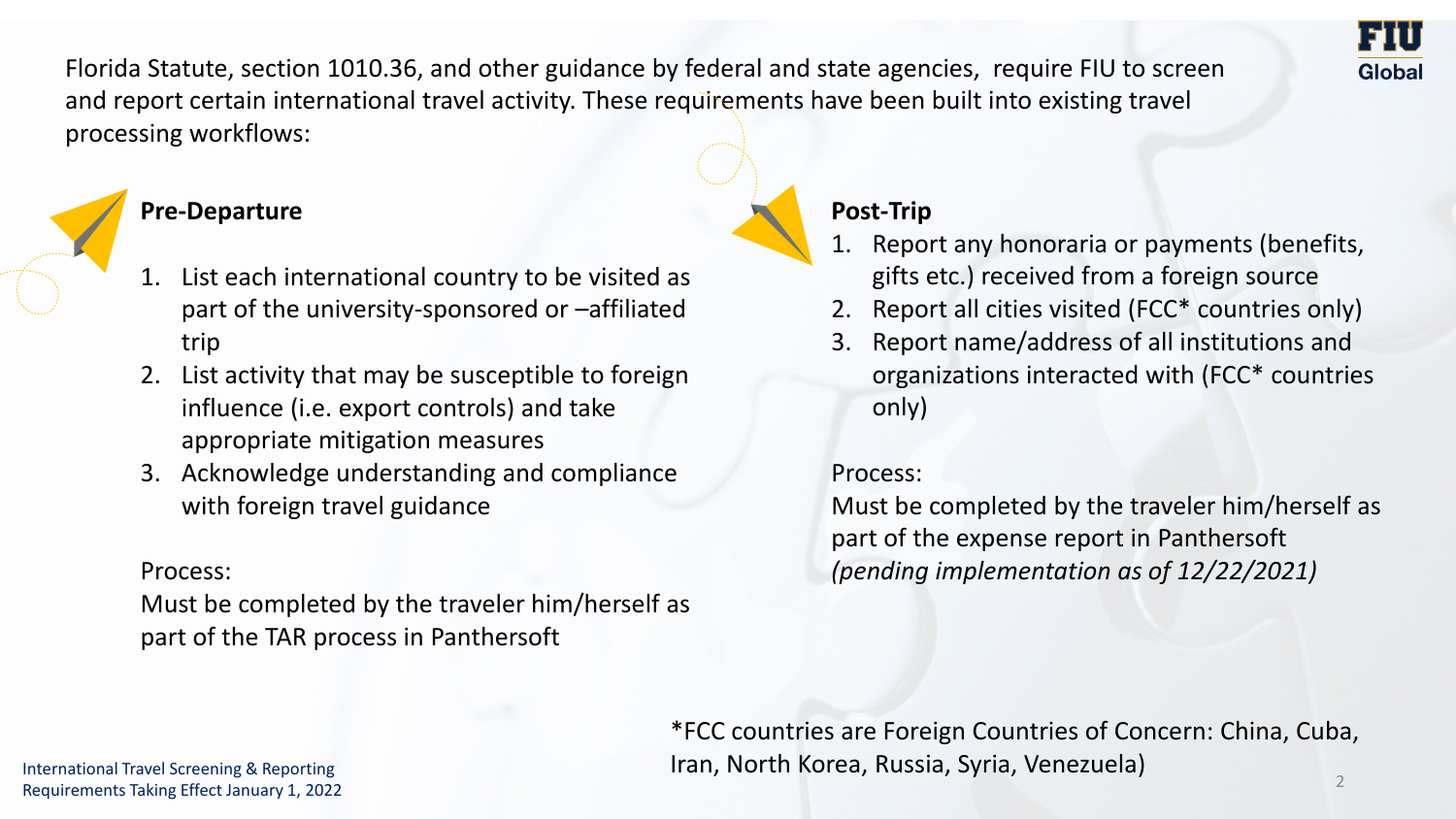Florida Statute, section 1010.36, and other guidance by federal and state agencies, require FIU to screen and report certain international travel activity. These requirements have been built into existing travel processing workflows:

## Pre-Departure

1. List each international country to be visited as part of the university-sponsored or –affiliated trip
2. List activity that may be susceptible to foreign influence (i.e. export controls) and take appropriate mitigation measures
3. Acknowledge understanding and compliance with foreign travel guidance

Process:
Must be completed by the traveler him/herself as part of the TAR process in Panthersoft

## Post-Trip

1. Report any honoraria or payments (benefits, gifts etc.) received from a foreign source
2. Report all cities visited (FCC* countries only)
3. Report name/address of all institutions and organizations interacted with (FCC* countries only)

Process:
Must be completed by the traveler him/herself as part of the expense report in Panthersoft *(pending implementation as of 12/22/2021)*

*FCC countries are Foreign Countries of Concern: China, Cuba, Iran, North Korea, Russia, Syria, Venezuela)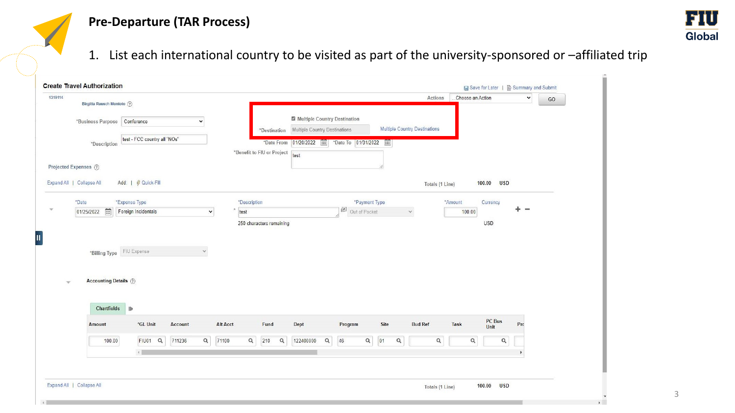# Pre-Departure (TAR Process)

1. List each international country to be visited as part of the university-sponsored or –affiliated trip

**Create Travel Authorization**

Save for Later | Summary and Submit

1319114

Birgitta Rausch Montoto

Actions: Choose an Action — GO

*Business Purpose: Conference

*Description: test - FCC country all "NOs"

☑ Multiple Country Destination

*Destination: Multiple Country Destinations — Multiple Country Destinations

*Date From: 01/20/2022 *Date To: 01/31/2022

*Benefit to FIU or Project: test

Projected Expenses

Expand All | Collapse All Add: | Quick-Fill Totals (1 Line) 100.00 USD

| *Date | *Expense Type | *Description | *Payment Type | *Amount | Currency |
|---|---|---|---|---|---|
| 01/25/2022 | Foreign Incidentals | test | Out of Pocket | 100.00 | USD |

250 characters remaining

*Billing Type: FIU Expense

Accounting Details

Chartfields

| Amount | *GL Unit | Account | Alt Acct | Fund | Dept | Program | Site | Bud Ref | Task | PC Bus Unit |
|---|---|---|---|---|---|---|---|---|---|---|
| 100.00 | FIU01 | 711236 | 71100 | 210 | 122400000 | 46 | 01 | | | |

Expand All | Collapse All Totals (1 Line) 100.00 USD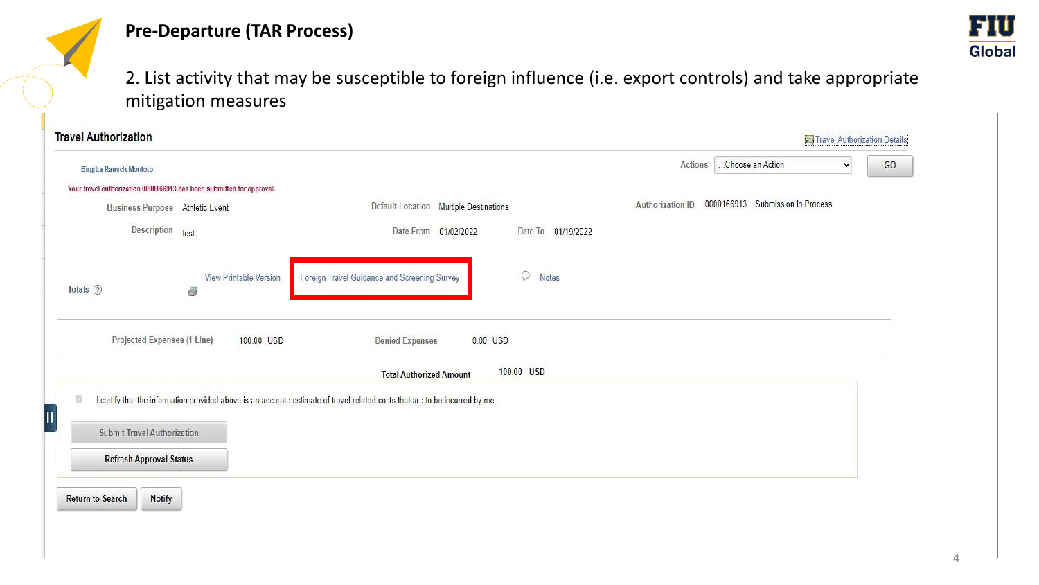# Pre-Departure (TAR Process)

2. List activity that may be susceptible to foreign influence (i.e. export controls) and take appropriate mitigation measures

**Travel Authorization**

Travel Authorization Details

Birgitta Rausch Montoto

Actions: ...Choose an Action — GO

Your travel authorization 0000166913 has been submitted for approval.

Business Purpose: Athletic Event

Default Location: Multiple Destinations

Authorization ID: 0000166913 Submission in Process

Description: test

Date From: 01/02/2022

Date To: 01/19/2022

Totals

View Printable Version

Foreign Travel Guidance and Screening Survey

Notes

Projected Expenses (1 Line): 100.00 USD

Denied Expenses: 0.00 USD

Total Authorized Amount: 100.00 USD

I certify that the information provided above is an accurate estimate of travel-related costs that are to be incurred by me.

Submit Travel Authorization

Refresh Approval Status

Return to Search

Notify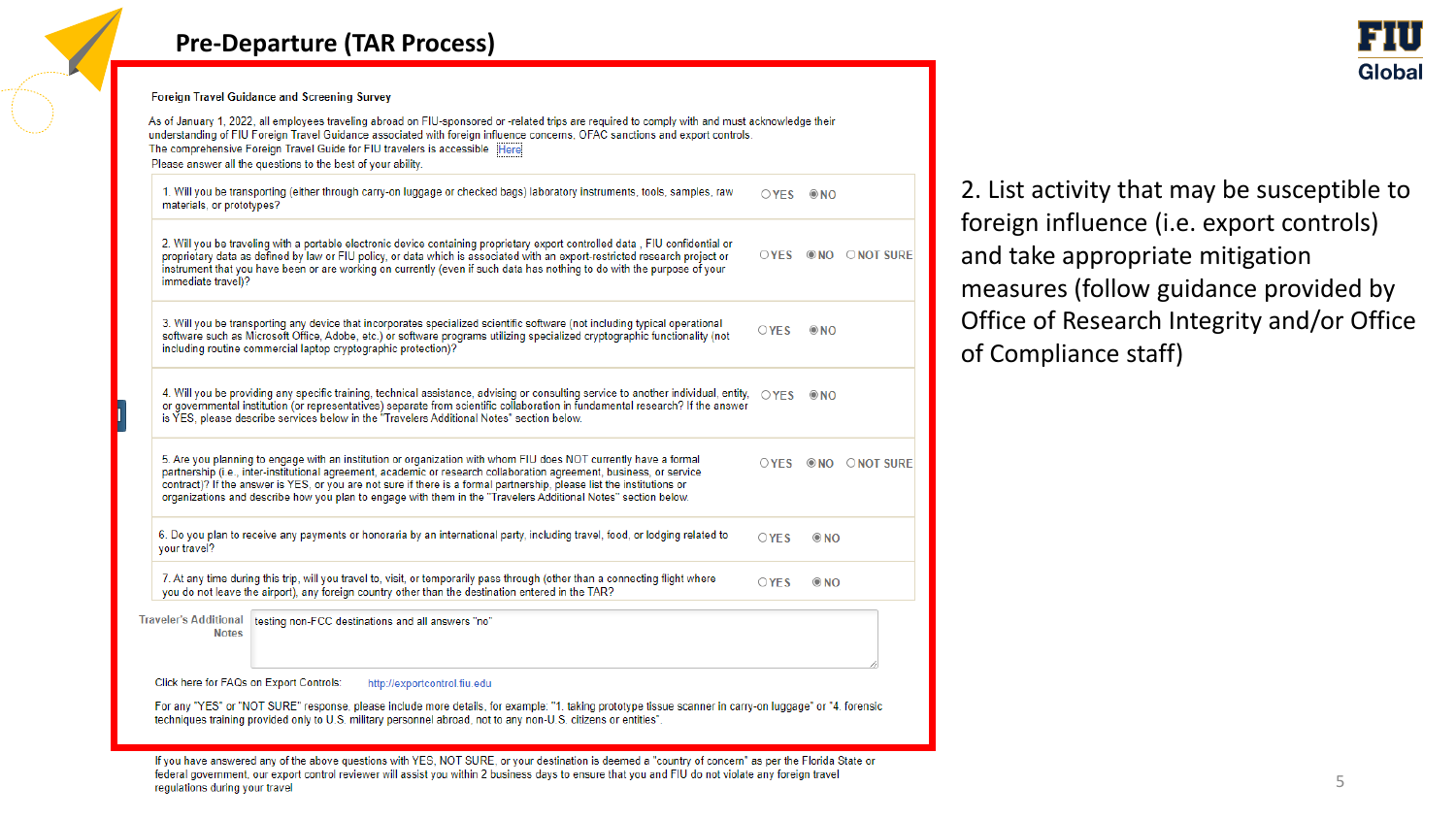# Pre-Departure (TAR Process)

**Foreign Travel Guidance and Screening Survey**

As of January 1, 2022, all employees traveling abroad on FIU-sponsored or -related trips are required to comply with and must acknowledge their understanding of FIU Foreign Travel Guidance associated with foreign influence concerns, OFAC sanctions and export controls.
The comprehensive Foreign Travel Guide for FIU travelers is accessible Here

Please answer all the questions to the best of your ability.

| Question | Answer |
| --- | --- |
| 1. Will you be transporting (either through carry-on luggage or checked bags) laboratory instruments, tools, samples, raw materials, or prototypes? | ○ YES ◉ NO |
| 2. Will you be traveling with a portable electronic device containing proprietary export controlled data , FIU confidential or proprietary data as defined by law or FIU policy, or data which is associated with an export-restricted research project or instrument that you have been or are working on currently (even if such data has nothing to do with the purpose of your immediate travel)? | ○ YES ◉ NO ○ NOT SURE |
| 3. Will you be transporting any device that incorporates specialized scientific software (not including typical operational software such as Microsoft Office, Adobe, etc.) or software programs utilizing specialized cryptographic functionality (not including routine commercial laptop cryptographic protection)? | ○ YES ◉ NO |
| 4. Will you be providing any specific training, technical assistance, advising or consulting service to another individual, entity, or governmental institution (or representatives) separate from scientific collaboration in fundamental research? If the answer is YES, please describe services below in the "Travelers Additional Notes" section below. | ○ YES ◉ NO |
| 5. Are you planning to engage with an institution or organization with whom FIU does NOT currently have a formal partnership (i.e., inter-institutional agreement, academic or research collaboration agreement, business, or service contract)? If the answer is YES, or you are not sure if there is a formal partnership, please list the institutions or organizations and describe how you plan to engage with them in the "Travelers Additional Notes" section below. | ○ YES ◉ NO ○ NOT SURE |
| 6. Do you plan to receive any payments or honoraria by an international party, including travel, food, or lodging related to your travel? | ○ YES ◉ NO |
| 7. At any time during this trip, will you travel to, visit, or temporarily pass through (other than a connecting flight where you do not leave the airport), any foreign country other than the destination entered in the TAR? | ○ YES ◉ NO |

Traveler's Additional Notes: testing non-FCC destinations and all answers "no"

Click here for FAQs on Export Controls: http://exportcontrol.fiu.edu

For any "YES" or "NOT SURE" response, please include more details, for example: "1. taking prototype tissue scanner in carry-on luggage" or "4. forensic techniques training provided only to U.S. military personnel abroad, not to any non-U.S. citizens or entities".

If you have answered any of the above questions with YES, NOT SURE, or your destination is deemed a "country of concern" as per the Florida State or federal government, our export control reviewer will assist you within 2 business days to ensure that you and FIU do not violate any foreign travel regulations during your travel

2. List activity that may be susceptible to foreign influence (i.e. export controls) and take appropriate mitigation measures (follow guidance provided by Office of Research Integrity and/or Office of Compliance staff)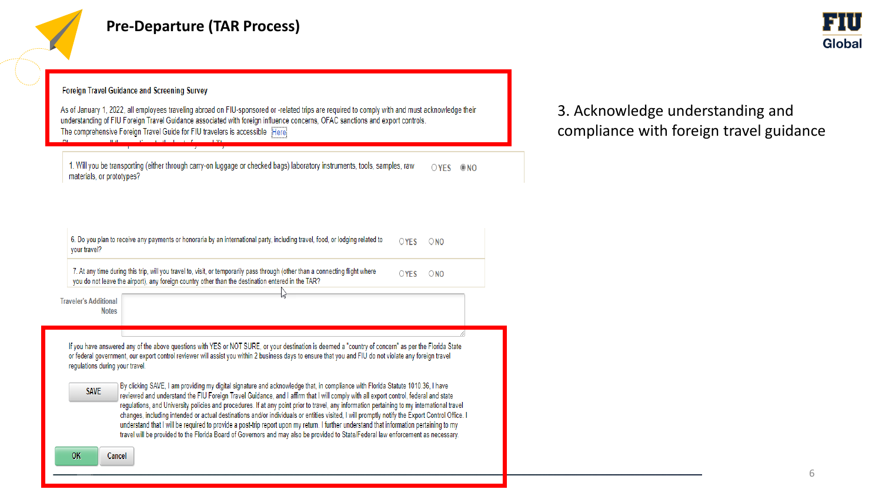# Pre-Departure (TAR Process)

3. Acknowledge understanding and compliance with foreign travel guidance

**Foreign Travel Guidance and Screening Survey**

As of January 1, 2022, all employees traveling abroad on FIU-sponsored or -related trips are required to comply with and must acknowledge their understanding of FIU Foreign Travel Guidance associated with foreign influence concerns, OFAC sanctions and export controls.

The comprehensive Foreign Travel Guide for FIU travelers is accessible Here

| Question | | |
|---|---|---|
| 1. Will you be transporting (either through carry-on luggage or checked bags) laboratory instruments, tools, samples, raw materials, or prototypes? | ○ YES | ◉ NO |
| 6. Do you plan to receive any payments or honoraria by an international party, including travel, food, or lodging related to your travel? | ○ YES | ○ NO |
| 7. At any time during this trip, will you travel to, visit, or temporarily pass through (other than a connecting flight where you do not leave the airport), any foreign country other than the destination entered in the TAR? | ○ YES | ○ NO |

Traveler's Additional Notes

If you have answered any of the above questions with YES or NOT SURE, or your destination is deemed a "country of concern" as per the Florida State or federal government, our export control reviewer will assist you within 2 business days to ensure that you and FIU do not violate any foreign travel regulations during your travel.

SAVE

By clicking SAVE, I am providing my digital signature and acknowledge that, in compliance with Florida Statute 1010.36, I have reviewed and understand the FIU Foreign Travel Guidance, and I affirm that I will comply with all export control, federal and state regulations, and University policies and procedures. If at any point prior to travel, any information pertaining to my international travel changes, including intended or actual destinations and/or individuals or entities visited, I will promptly notify the Export Control Office. I understand that I will be required to provide a post-trip report upon my return. I further understand that information pertaining to my travel will be provided to the Florida Board of Governors and may also be provided to State/Federal law enforcement as necessary.

OK | Cancel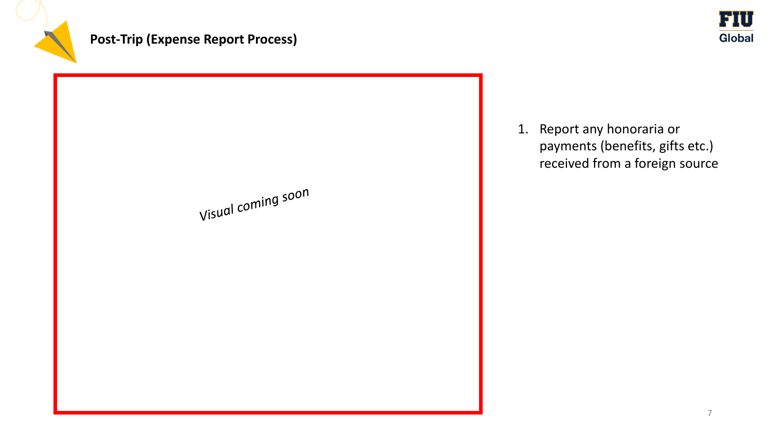## Post-Trip (Expense Report Process)

*Visual coming soon*

1. Report any honoraria or payments (benefits, gifts etc.) received from a foreign source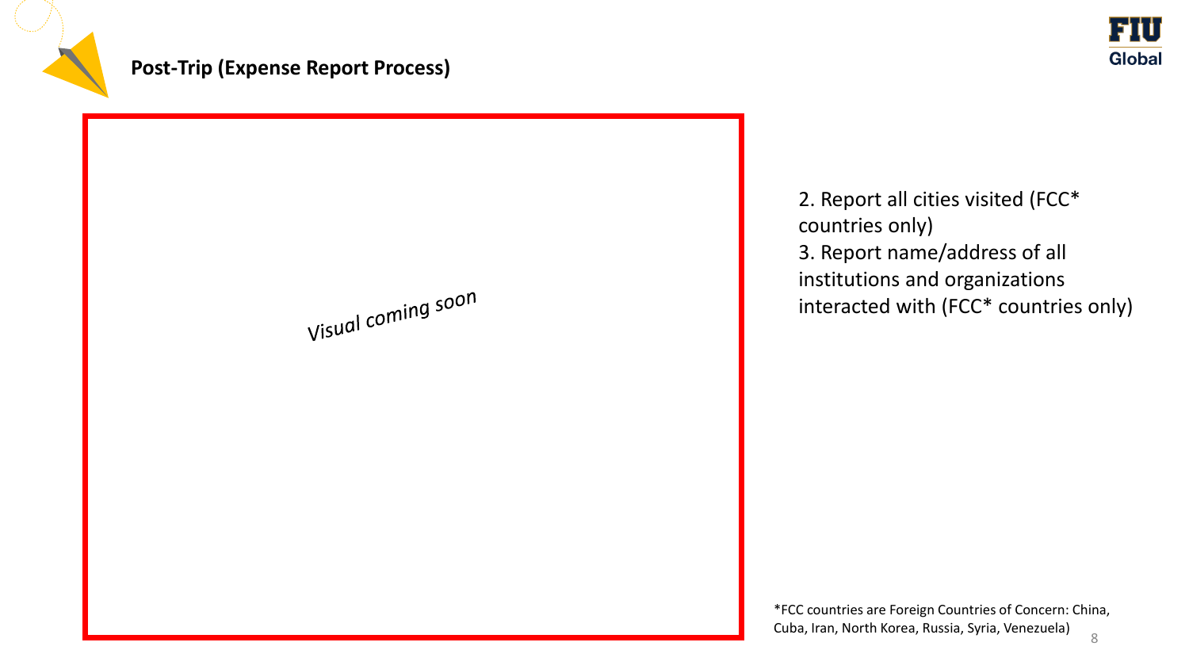## Post-Trip (Expense Report Process)

*Visual coming soon*

2. Report all cities visited (FCC* countries only)
3. Report name/address of all institutions and organizations interacted with (FCC* countries only)

*FCC countries are Foreign Countries of Concern: China, Cuba, Iran, North Korea, Russia, Syria, Venezuela)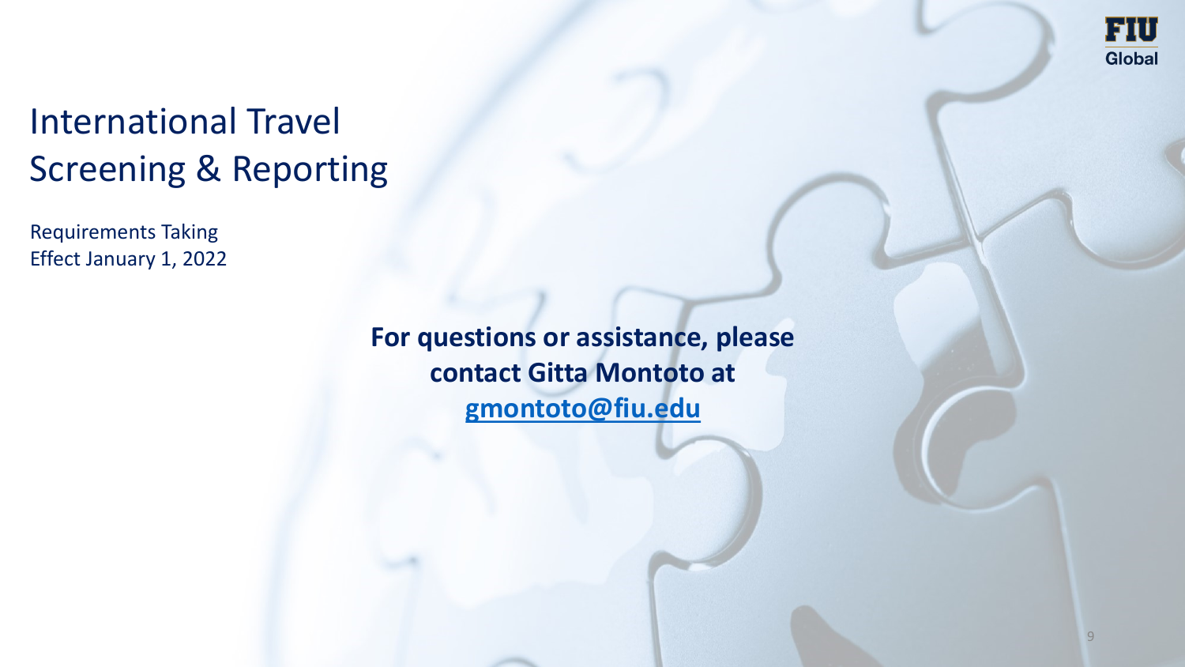# International Travel Screening & Reporting

Requirements Taking Effect January 1, 2022

**For questions or assistance, please contact Gitta Montoto at gmontoto@fiu.edu**